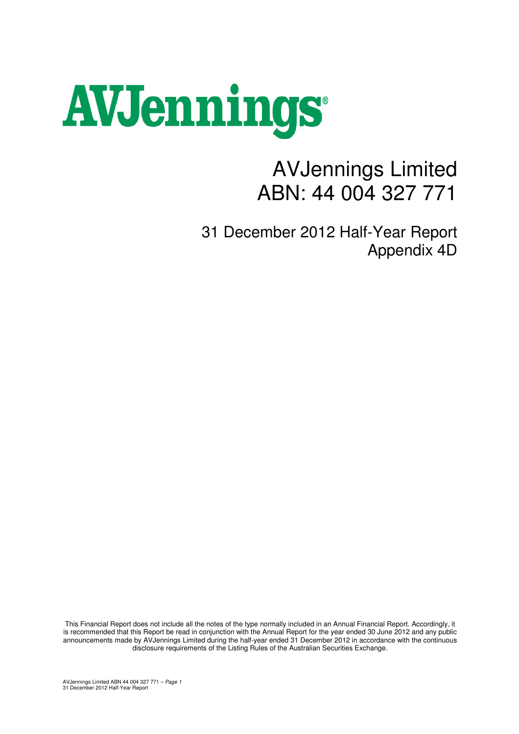# AVJennings

# AVJennings Limited
# ABN: 44 004 327 771

## 31 December 2012 Half-Year Report
## Appendix 4D

This Financial Report does not include all the notes of the type normally included in an Annual Financial Report. Accordingly, it is recommended that this Report be read in conjunction with the Annual Report for the year ended 30 June 2012 and any public announcements made by AVJennings Limited during the half-year ended 31 December 2012 in accordance with the continuous disclosure requirements of the Listing Rules of the Australian Securities Exchange.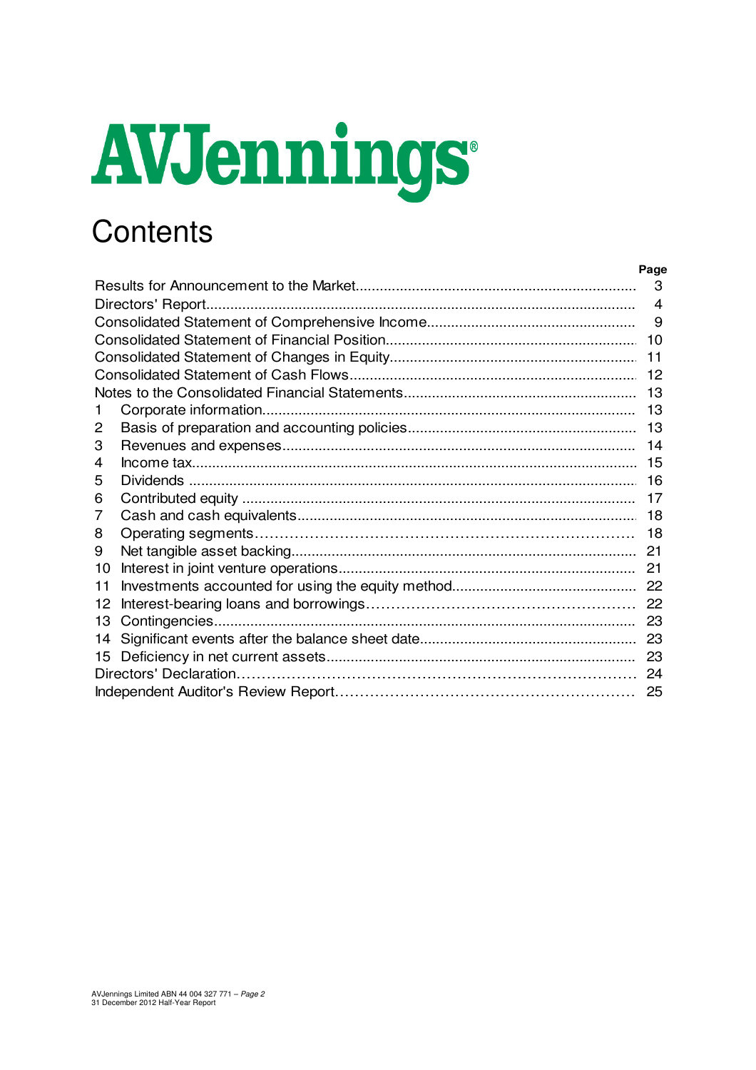AVJennings

# Contents

| | | Page |
|---|---|---|
| Results for Announcement to the Market | | 3 |
| Directors' Report | | 4 |
| Consolidated Statement of Comprehensive Income | | 9 |
| Consolidated Statement of Financial Position | | 10 |
| Consolidated Statement of Changes in Equity | | 11 |
| Consolidated Statement of Cash Flows | | 12 |
| Notes to the Consolidated Financial Statements | | 13 |
| 1 | Corporate information | 13 |
| 2 | Basis of preparation and accounting policies | 13 |
| 3 | Revenues and expenses | 14 |
| 4 | Income tax | 15 |
| 5 | Dividends | 16 |
| 6 | Contributed equity | 17 |
| 7 | Cash and cash equivalents | 18 |
| 8 | Operating segments | 18 |
| 9 | Net tangible asset backing | 21 |
| 10 | Interest in joint venture operations | 21 |
| 11 | Investments accounted for using the equity method | 22 |
| 12 | Interest-bearing loans and borrowings | 22 |
| 13 | Contingencies | 23 |
| 14 | Significant events after the balance sheet date | 23 |
| 15 | Deficiency in net current assets | 23 |
| Directors' Declaration | | 24 |
| Independent Auditor's Review Report | | 25 |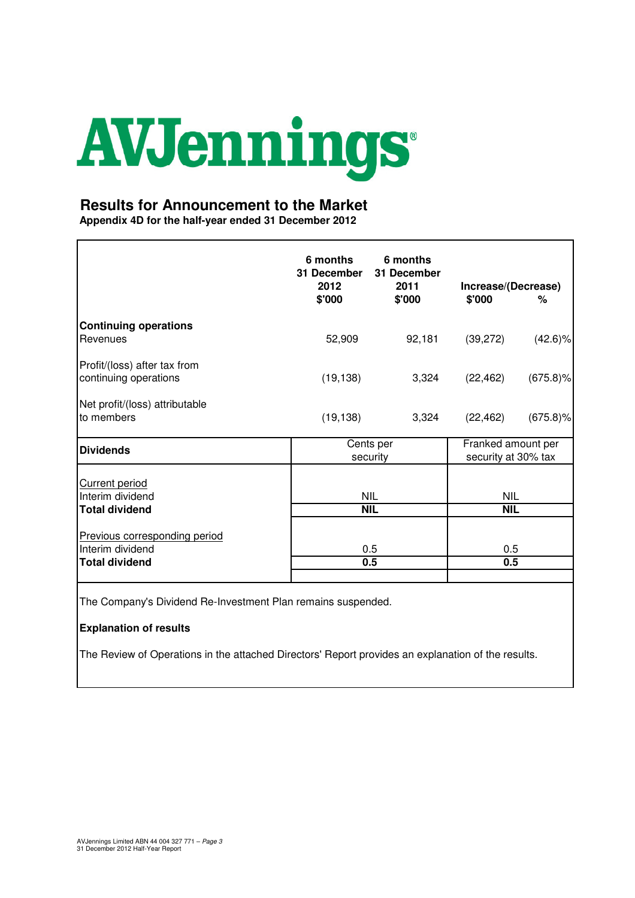# AVJennings

## Results for Announcement to the Market

**Appendix 4D for the half-year ended 31 December 2012**

| | 6 months 31 December 2012 $'000 | 6 months 31 December 2011 $'000 | Increase/(Decrease) $'000 | % |
|---|---|---|---|---|
| **Continuing operations** | | | | |
| Revenues | 52,909 | 92,181 | (39,272) | (42.6)% |
| Profit/(loss) after tax from continuing operations | (19,138) | 3,324 | (22,462) | (675.8)% |
| Net profit/(loss) attributable to members | (19,138) | 3,324 | (22,462) | (675.8)% |

| **Dividends** | Cents per security | Franked amount per security at 30% tax |
|---|---|---|
| Current period | | |
| Interim dividend | NIL | NIL |
| **Total dividend** | **NIL** | **NIL** |
| Previous corresponding period | | |
| Interim dividend | 0.5 | 0.5 |
| **Total dividend** | **0.5** | **0.5** |

The Company's Dividend Re-Investment Plan remains suspended.

**Explanation of results**

The Review of Operations in the attached Directors' Report provides an explanation of the results.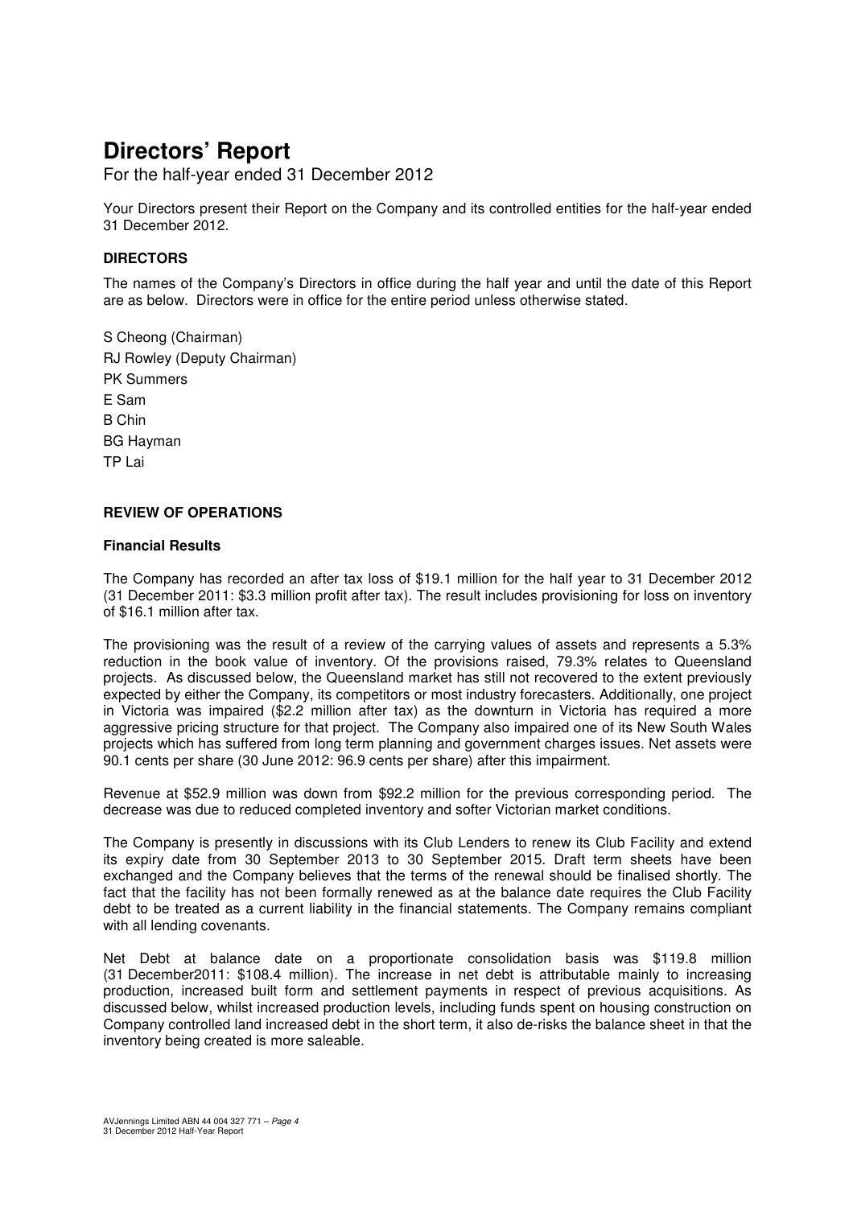# Directors' Report

For the half-year ended 31 December 2012

Your Directors present their Report on the Company and its controlled entities for the half-year ended 31 December 2012.

### DIRECTORS

The names of the Company's Directors in office during the half year and until the date of this Report are as below. Directors were in office for the entire period unless otherwise stated.

S Cheong (Chairman)  
RJ Rowley (Deputy Chairman)  
PK Summers  
E Sam  
B Chin  
BG Hayman  
TP Lai

### REVIEW OF OPERATIONS

#### Financial Results

The Company has recorded an after tax loss of $19.1 million for the half year to 31 December 2012 (31 December 2011: $3.3 million profit after tax). The result includes provisioning for loss on inventory of $16.1 million after tax.

The provisioning was the result of a review of the carrying values of assets and represents a 5.3% reduction in the book value of inventory. Of the provisions raised, 79.3% relates to Queensland projects. As discussed below, the Queensland market has still not recovered to the extent previously expected by either the Company, its competitors or most industry forecasters. Additionally, one project in Victoria was impaired ($2.2 million after tax) as the downturn in Victoria has required a more aggressive pricing structure for that project. The Company also impaired one of its New South Wales projects which has suffered from long term planning and government charges issues. Net assets were 90.1 cents per share (30 June 2012: 96.9 cents per share) after this impairment.

Revenue at $52.9 million was down from $92.2 million for the previous corresponding period. The decrease was due to reduced completed inventory and softer Victorian market conditions.

The Company is presently in discussions with its Club Lenders to renew its Club Facility and extend its expiry date from 30 September 2013 to 30 September 2015. Draft term sheets have been exchanged and the Company believes that the terms of the renewal should be finalised shortly. The fact that the facility has not been formally renewed as at the balance date requires the Club Facility debt to be treated as a current liability in the financial statements. The Company remains compliant with all lending covenants.

Net Debt at balance date on a proportionate consolidation basis was $119.8 million (31 December2011: $108.4 million). The increase in net debt is attributable mainly to increasing production, increased built form and settlement payments in respect of previous acquisitions. As discussed below, whilst increased production levels, including funds spent on housing construction on Company controlled land increased debt in the short term, it also de-risks the balance sheet in that the inventory being created is more saleable.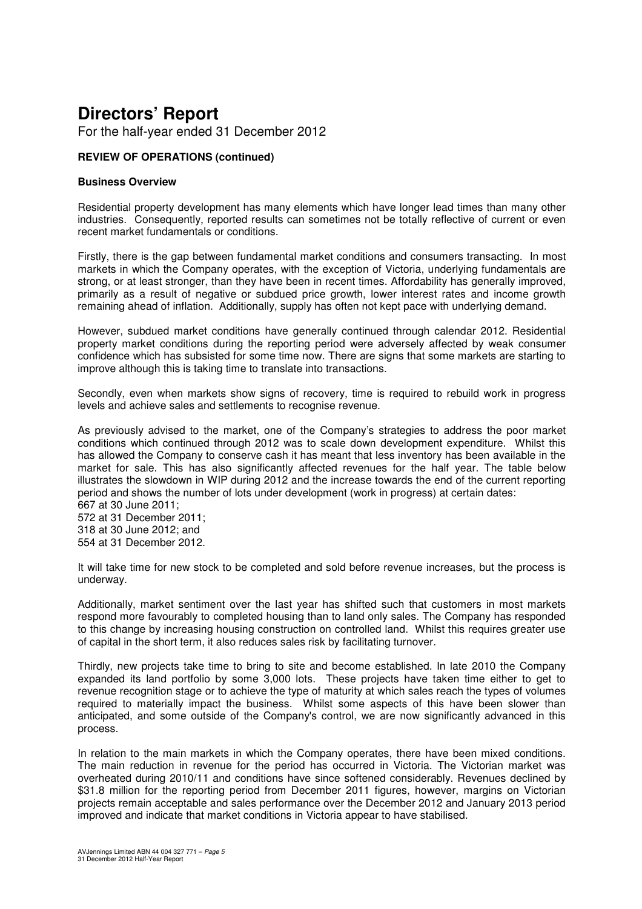# Directors' Report

For the half-year ended 31 December 2012

**REVIEW OF OPERATIONS (continued)**

**Business Overview**

Residential property development has many elements which have longer lead times than many other industries. Consequently, reported results can sometimes not be totally reflective of current or even recent market fundamentals or conditions.

Firstly, there is the gap between fundamental market conditions and consumers transacting. In most markets in which the Company operates, with the exception of Victoria, underlying fundamentals are strong, or at least stronger, than they have been in recent times. Affordability has generally improved, primarily as a result of negative or subdued price growth, lower interest rates and income growth remaining ahead of inflation. Additionally, supply has often not kept pace with underlying demand.

However, subdued market conditions have generally continued through calendar 2012. Residential property market conditions during the reporting period were adversely affected by weak consumer confidence which has subsisted for some time now. There are signs that some markets are starting to improve although this is taking time to translate into transactions.

Secondly, even when markets show signs of recovery, time is required to rebuild work in progress levels and achieve sales and settlements to recognise revenue.

As previously advised to the market, one of the Company's strategies to address the poor market conditions which continued through 2012 was to scale down development expenditure. Whilst this has allowed the Company to conserve cash it has meant that less inventory has been available in the market for sale. This has also significantly affected revenues for the half year. The table below illustrates the slowdown in WIP during 2012 and the increase towards the end of the current reporting period and shows the number of lots under development (work in progress) at certain dates:

667 at 30 June 2011;
572 at 31 December 2011;
318 at 30 June 2012; and
554 at 31 December 2012.

It will take time for new stock to be completed and sold before revenue increases, but the process is underway.

Additionally, market sentiment over the last year has shifted such that customers in most markets respond more favourably to completed housing than to land only sales. The Company has responded to this change by increasing housing construction on controlled land. Whilst this requires greater use of capital in the short term, it also reduces sales risk by facilitating turnover.

Thirdly, new projects take time to bring to site and become established. In late 2010 the Company expanded its land portfolio by some 3,000 lots. These projects have taken time either to get to revenue recognition stage or to achieve the type of maturity at which sales reach the types of volumes required to materially impact the business. Whilst some aspects of this have been slower than anticipated, and some outside of the Company's control, we are now significantly advanced in this process.

In relation to the main markets in which the Company operates, there have been mixed conditions. The main reduction in revenue for the period has occurred in Victoria. The Victorian market was overheated during 2010/11 and conditions have since softened considerably. Revenues declined by \$31.8 million for the reporting period from December 2011 figures, however, margins on Victorian projects remain acceptable and sales performance over the December 2012 and January 2013 period improved and indicate that market conditions in Victoria appear to have stabilised.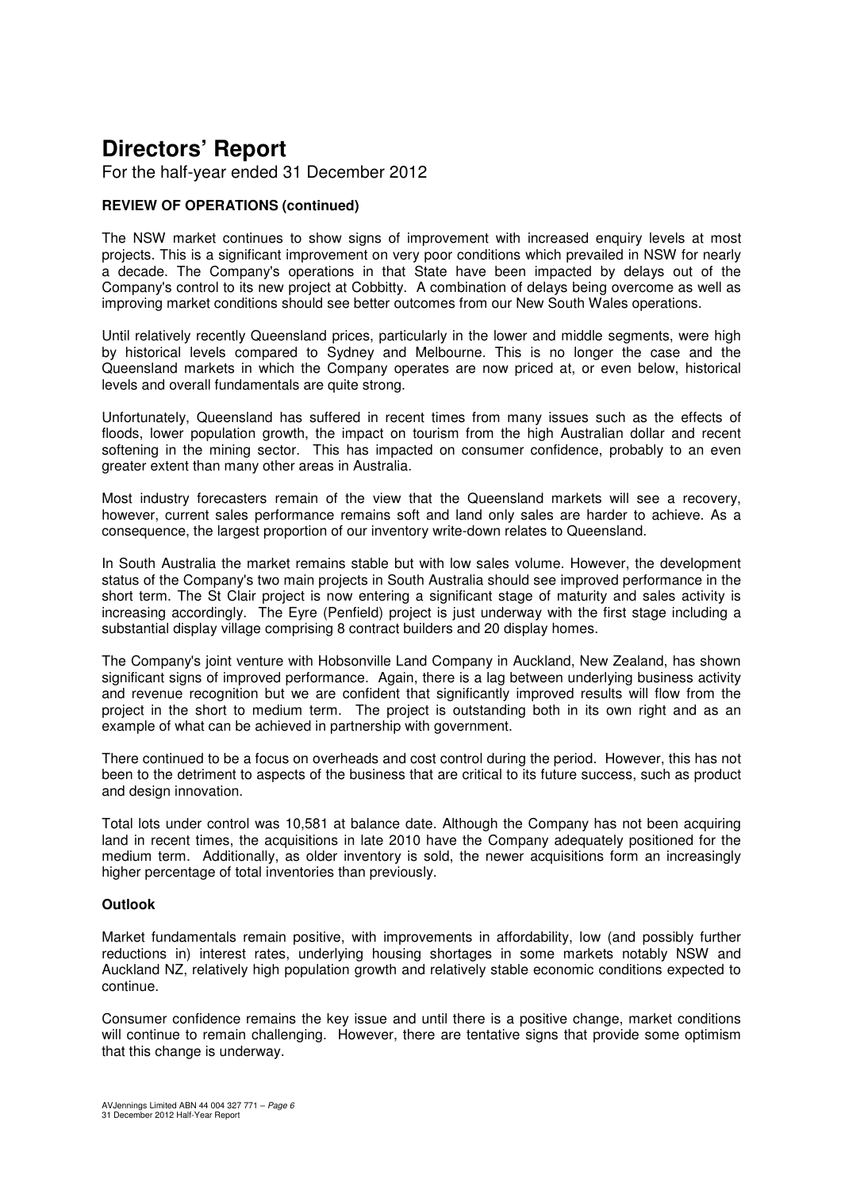# Directors' Report

For the half-year ended 31 December 2012

**REVIEW OF OPERATIONS (continued)**

The NSW market continues to show signs of improvement with increased enquiry levels at most projects. This is a significant improvement on very poor conditions which prevailed in NSW for nearly a decade. The Company's operations in that State have been impacted by delays out of the Company's control to its new project at Cobbitty. A combination of delays being overcome as well as improving market conditions should see better outcomes from our New South Wales operations.

Until relatively recently Queensland prices, particularly in the lower and middle segments, were high by historical levels compared to Sydney and Melbourne. This is no longer the case and the Queensland markets in which the Company operates are now priced at, or even below, historical levels and overall fundamentals are quite strong.

Unfortunately, Queensland has suffered in recent times from many issues such as the effects of floods, lower population growth, the impact on tourism from the high Australian dollar and recent softening in the mining sector. This has impacted on consumer confidence, probably to an even greater extent than many other areas in Australia.

Most industry forecasters remain of the view that the Queensland markets will see a recovery, however, current sales performance remains soft and land only sales are harder to achieve. As a consequence, the largest proportion of our inventory write-down relates to Queensland.

In South Australia the market remains stable but with low sales volume. However, the development status of the Company's two main projects in South Australia should see improved performance in the short term. The St Clair project is now entering a significant stage of maturity and sales activity is increasing accordingly. The Eyre (Penfield) project is just underway with the first stage including a substantial display village comprising 8 contract builders and 20 display homes.

The Company's joint venture with Hobsonville Land Company in Auckland, New Zealand, has shown significant signs of improved performance. Again, there is a lag between underlying business activity and revenue recognition but we are confident that significantly improved results will flow from the project in the short to medium term. The project is outstanding both in its own right and as an example of what can be achieved in partnership with government.

There continued to be a focus on overheads and cost control during the period. However, this has not been to the detriment to aspects of the business that are critical to its future success, such as product and design innovation.

Total lots under control was 10,581 at balance date. Although the Company has not been acquiring land in recent times, the acquisitions in late 2010 have the Company adequately positioned for the medium term. Additionally, as older inventory is sold, the newer acquisitions form an increasingly higher percentage of total inventories than previously.

**Outlook**

Market fundamentals remain positive, with improvements in affordability, low (and possibly further reductions in) interest rates, underlying housing shortages in some markets notably NSW and Auckland NZ, relatively high population growth and relatively stable economic conditions expected to continue.

Consumer confidence remains the key issue and until there is a positive change, market conditions will continue to remain challenging. However, there are tentative signs that provide some optimism that this change is underway.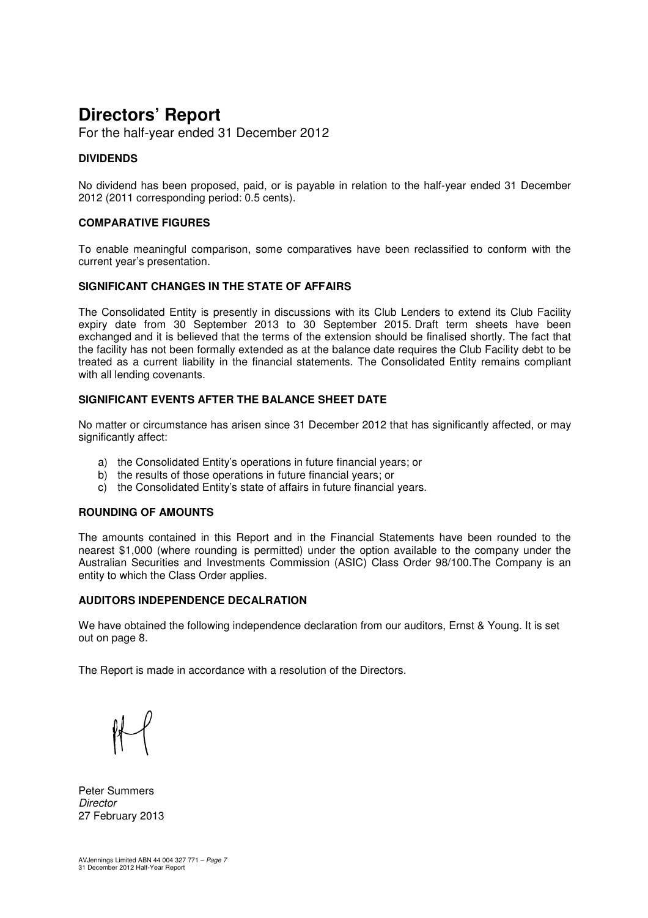# Directors' Report

For the half-year ended 31 December 2012

### DIVIDENDS

No dividend has been proposed, paid, or is payable in relation to the half-year ended 31 December 2012 (2011 corresponding period: 0.5 cents).

### COMPARATIVE FIGURES

To enable meaningful comparison, some comparatives have been reclassified to conform with the current year's presentation.

### SIGNIFICANT CHANGES IN THE STATE OF AFFAIRS

The Consolidated Entity is presently in discussions with its Club Lenders to extend its Club Facility expiry date from 30 September 2013 to 30 September 2015. Draft term sheets have been exchanged and it is believed that the terms of the extension should be finalised shortly. The fact that the facility has not been formally extended as at the balance date requires the Club Facility debt to be treated as a current liability in the financial statements. The Consolidated Entity remains compliant with all lending covenants.

### SIGNIFICANT EVENTS AFTER THE BALANCE SHEET DATE

No matter or circumstance has arisen since 31 December 2012 that has significantly affected, or may significantly affect:

a) the Consolidated Entity's operations in future financial years; or
b) the results of those operations in future financial years; or
c) the Consolidated Entity's state of affairs in future financial years.

### ROUNDING OF AMOUNTS

The amounts contained in this Report and in the Financial Statements have been rounded to the nearest $1,000 (where rounding is permitted) under the option available to the company under the Australian Securities and Investments Commission (ASIC) Class Order 98/100.The Company is an entity to which the Class Order applies.

### AUDITORS INDEPENDENCE DECALRATION

We have obtained the following independence declaration from our auditors, Ernst & Young. It is set out on page 8.

The Report is made in accordance with a resolution of the Directors.

Peter Summers
*Director*
27 February 2013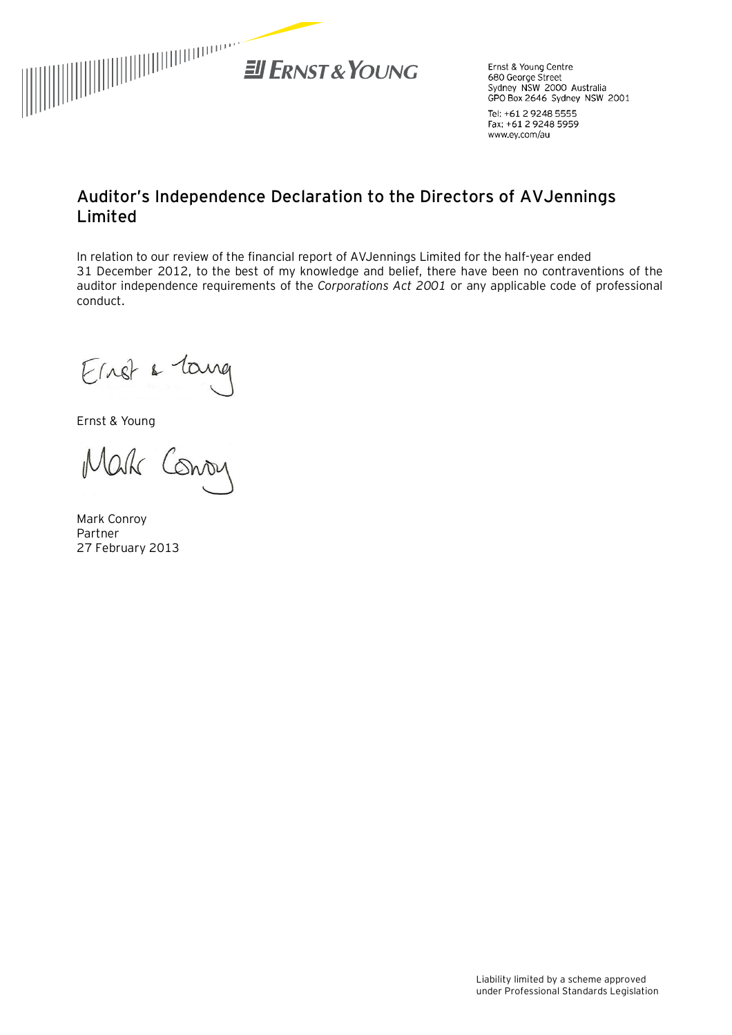Ernst & Young Centre
680 George Street
Sydney NSW 2000 Australia
GPO Box 2646 Sydney NSW 2001

Tel: +61 2 9248 5555
Fax: +61 2 9248 5959
www.ey.com/au

## Auditor's Independence Declaration to the Directors of AVJennings Limited

In relation to our review of the financial report of AVJennings Limited for the half-year ended 31 December 2012, to the best of my knowledge and belief, there have been no contraventions of the auditor independence requirements of the *Corporations Act 2001* or any applicable code of professional conduct.

Ernst & Young

Mark Conroy
Partner
27 February 2013

Liability limited by a scheme approved under Professional Standards Legislation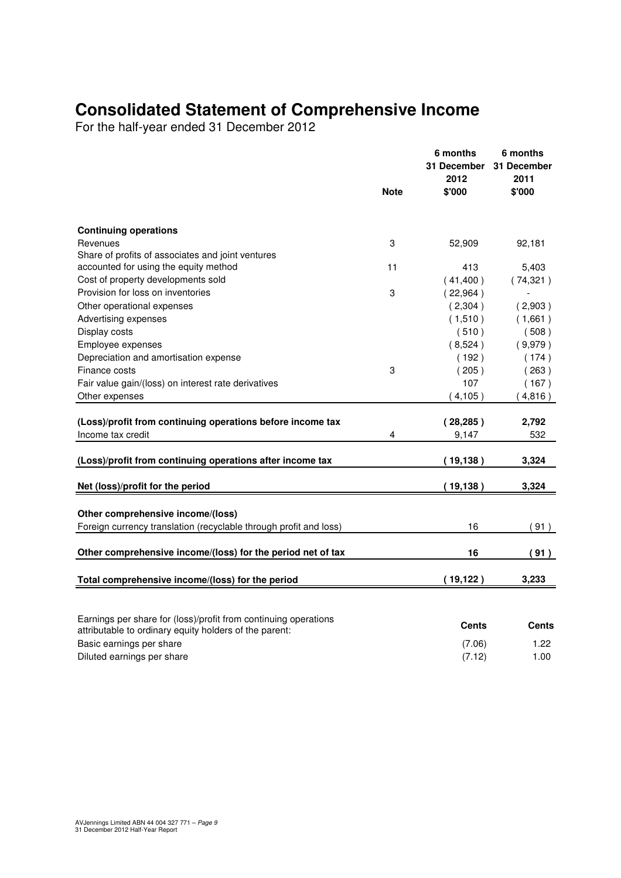# Consolidated Statement of Comprehensive Income

For the half-year ended 31 December 2012

| | Note | 6 months 31 December 2012 $'000 | 6 months 31 December 2011 $'000 |
|---|---|---|---|
| **Continuing operations** | | | |
| Revenues | 3 | 52,909 | 92,181 |
| Share of profits of associates and joint ventures accounted for using the equity method | 11 | 413 | 5,403 |
| Cost of property developments sold | | ( 41,400 ) | ( 74,321 ) |
| Provision for loss on inventories | 3 | ( 22,964 ) | - |
| Other operational expenses | | ( 2,304 ) | ( 2,903 ) |
| Advertising expenses | | ( 1,510 ) | ( 1,661 ) |
| Display costs | | ( 510 ) | ( 508 ) |
| Employee expenses | | ( 8,524 ) | ( 9,979 ) |
| Depreciation and amortisation expense | | ( 192 ) | ( 174 ) |
| Finance costs | 3 | ( 205 ) | ( 263 ) |
| Fair value gain/(loss) on interest rate derivatives | | 107 | ( 167 ) |
| Other expenses | | ( 4,105 ) | ( 4,816 ) |
| **(Loss)/profit from continuing operations before income tax** | | **( 28,285 )** | **2,792** |
| Income tax credit | 4 | 9,147 | 532 |
| **(Loss)/profit from continuing operations after income tax** | | **( 19,138 )** | **3,324** |
| **Net (loss)/profit for the period** | | **( 19,138 )** | **3,324** |
| **Other comprehensive income/(loss)** | | | |
| Foreign currency translation (recyclable through profit and loss) | | 16 | ( 91 ) |
| **Other comprehensive income/(loss) for the period net of tax** | | **16** | **( 91 )** |
| **Total comprehensive income/(loss) for the period** | | **( 19,122 )** | **3,233** |

| Earnings per share for (loss)/profit from continuing operations attributable to ordinary equity holders of the parent: | **Cents** | **Cents** |
|---|---|---|
| Basic earnings per share | (7.06) | 1.22 |
| Diluted earnings per share | (7.12) | 1.00 |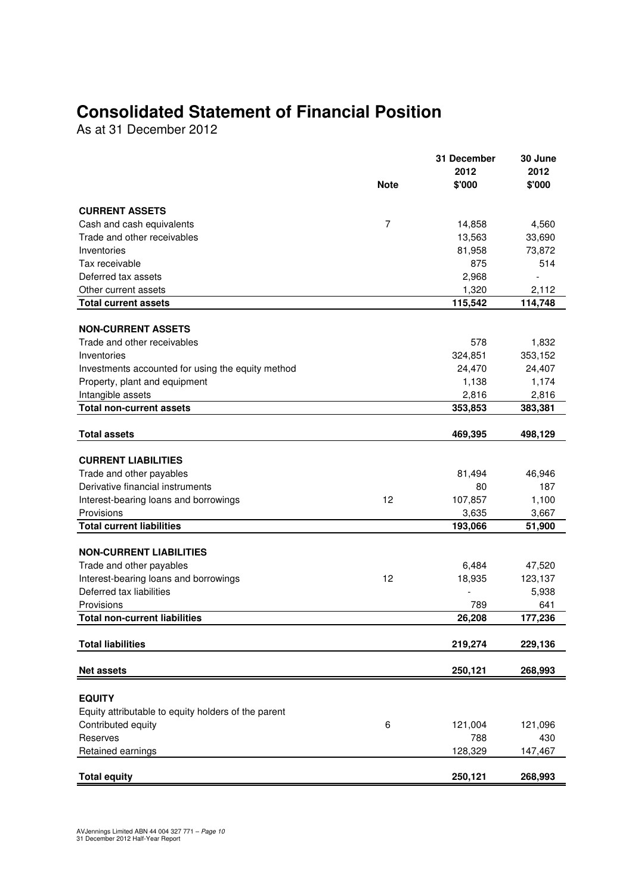# Consolidated Statement of Financial Position

As at 31 December 2012

| | Note | 31 December 2012 $'000 | 30 June 2012 $'000 |
|---|---|---|---|
| **CURRENT ASSETS** | | | |
| Cash and cash equivalents | 7 | 14,858 | 4,560 |
| Trade and other receivables | | 13,563 | 33,690 |
| Inventories | | 81,958 | 73,872 |
| Tax receivable | | 875 | 514 |
| Deferred tax assets | | 2,968 | - |
| Other current assets | | 1,320 | 2,112 |
| **Total current assets** | | **115,542** | **114,748** |
| **NON-CURRENT ASSETS** | | | |
| Trade and other receivables | | 578 | 1,832 |
| Inventories | | 324,851 | 353,152 |
| Investments accounted for using the equity method | | 24,470 | 24,407 |
| Property, plant and equipment | | 1,138 | 1,174 |
| Intangible assets | | 2,816 | 2,816 |
| **Total non-current assets** | | **353,853** | **383,381** |
| **Total assets** | | **469,395** | **498,129** |
| **CURRENT LIABILITIES** | | | |
| Trade and other payables | | 81,494 | 46,946 |
| Derivative financial instruments | | 80 | 187 |
| Interest-bearing loans and borrowings | 12 | 107,857 | 1,100 |
| Provisions | | 3,635 | 3,667 |
| **Total current liabilities** | | **193,066** | **51,900** |
| **NON-CURRENT LIABILITIES** | | | |
| Trade and other payables | | 6,484 | 47,520 |
| Interest-bearing loans and borrowings | 12 | 18,935 | 123,137 |
| Deferred tax liabilities | | - | 5,938 |
| Provisions | | 789 | 641 |
| **Total non-current liabilities** | | **26,208** | **177,236** |
| **Total liabilities** | | **219,274** | **229,136** |
| **Net assets** | | **250,121** | **268,993** |
| **EQUITY** | | | |
| Equity attributable to equity holders of the parent | | | |
| Contributed equity | 6 | 121,004 | 121,096 |
| Reserves | | 788 | 430 |
| Retained earnings | | 128,329 | 147,467 |
| **Total equity** | | **250,121** | **268,993** |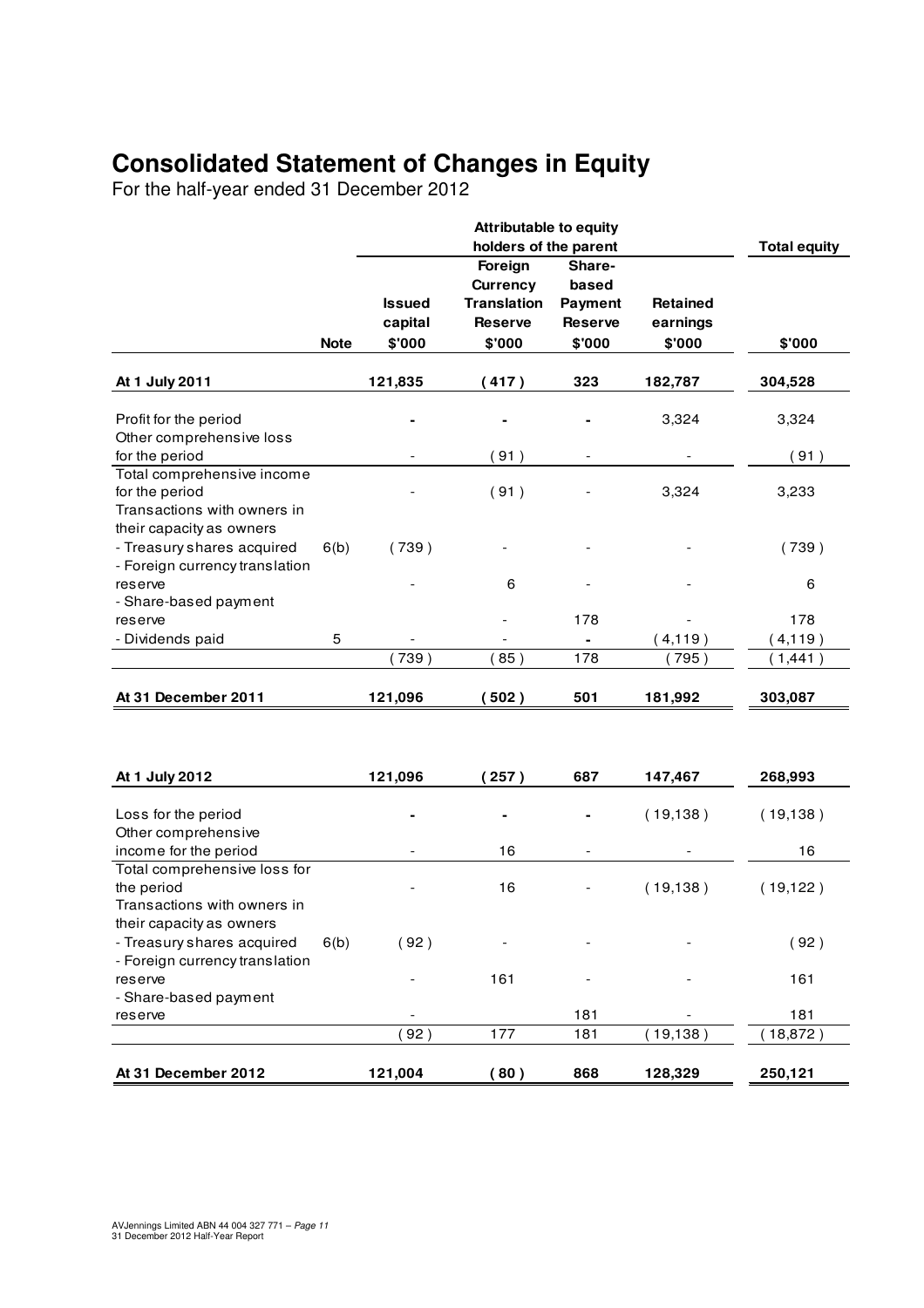# Consolidated Statement of Changes in Equity

For the half-year ended 31 December 2012

| | | Attributable to equity holders of the parent | | | | Total equity |
|---|---|---|---|---|---|---|
| | Note | Issued capital $'000 | Foreign Currency Translation Reserve $'000 | Share-based Payment Reserve $'000 | Retained earnings $'000 | $'000 |
| **At 1 July 2011** | | **121,835** | **( 417 )** | **323** | **182,787** | **304,528** |
| Profit for the period | | - | - | - | 3,324 | 3,324 |
| Other comprehensive loss for the period | | - | ( 91 ) | - | - | ( 91 ) |
| Total comprehensive income for the period | | - | ( 91 ) | - | 3,324 | 3,233 |
| Transactions with owners in their capacity as owners | | | | | | |
| - Treasury shares acquired | 6(b) | ( 739 ) | - | - | - | ( 739 ) |
| - Foreign currency translation reserve | | - | 6 | - | - | 6 |
| - Share-based payment reserve | | - | - | 178 | - | 178 |
| - Dividends paid | 5 | - | - | - | ( 4,119 ) | ( 4,119 ) |
| | | ( 739 ) | ( 85 ) | 178 | ( 795 ) | ( 1,441 ) |
| **At 31 December 2011** | | **121,096** | **( 502 )** | **501** | **181,992** | **303,087** |
| | | | | | | |
| **At 1 July 2012** | | **121,096** | **( 257 )** | **687** | **147,467** | **268,993** |
| Loss for the period | | - | - | - | ( 19,138 ) | ( 19,138 ) |
| Other comprehensive income for the period | | - | 16 | - | - | 16 |
| Total comprehensive loss for the period | | - | 16 | - | ( 19,138 ) | ( 19,122 ) |
| Transactions with owners in their capacity as owners | | | | | | |
| - Treasury shares acquired | 6(b) | ( 92 ) | - | - | - | ( 92 ) |
| - Foreign currency translation reserve | | - | 161 | - | - | 161 |
| - Share-based payment reserve | | - | | 181 | - | 181 |
| | | ( 92 ) | 177 | 181 | ( 19,138 ) | ( 18,872 ) |
| **At 31 December 2012** | | **121,004** | **( 80 )** | **868** | **128,329** | **250,121** |

AVJennings Limited ABN 44 004 327 771 – *Page 11*
31 December 2012 Half-Year Report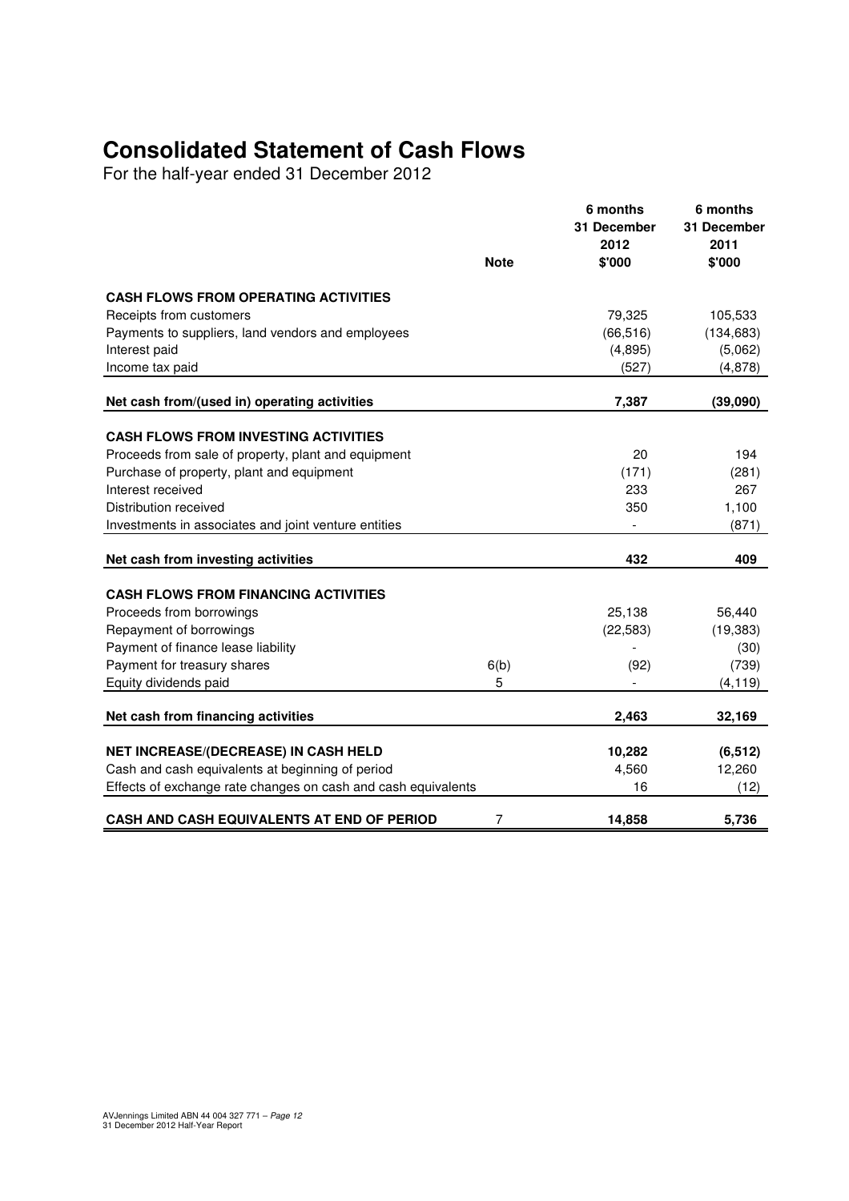# Consolidated Statement of Cash Flows

For the half-year ended 31 December 2012

| | Note | 6 months 31 December 2012 $'000 | 6 months 31 December 2011 $'000 |
|---|---|---|---|
| **CASH FLOWS FROM OPERATING ACTIVITIES** | | | |
| Receipts from customers | | 79,325 | 105,533 |
| Payments to suppliers, land vendors and employees | | (66,516) | (134,683) |
| Interest paid | | (4,895) | (5,062) |
| Income tax paid | | (527) | (4,878) |
| **Net cash from/(used in) operating activities** | | **7,387** | **(39,090)** |
| **CASH FLOWS FROM INVESTING ACTIVITIES** | | | |
| Proceeds from sale of property, plant and equipment | | 20 | 194 |
| Purchase of property, plant and equipment | | (171) | (281) |
| Interest received | | 233 | 267 |
| Distribution received | | 350 | 1,100 |
| Investments in associates and joint venture entities | | - | (871) |
| **Net cash from investing activities** | | **432** | **409** |
| **CASH FLOWS FROM FINANCING ACTIVITIES** | | | |
| Proceeds from borrowings | | 25,138 | 56,440 |
| Repayment of borrowings | | (22,583) | (19,383) |
| Payment of finance lease liability | | - | (30) |
| Payment for treasury shares | 6(b) | (92) | (739) |
| Equity dividends paid | 5 | - | (4,119) |
| **Net cash from financing activities** | | **2,463** | **32,169** |
| **NET INCREASE/(DECREASE) IN CASH HELD** | | **10,282** | **(6,512)** |
| Cash and cash equivalents at beginning of period | | 4,560 | 12,260 |
| Effects of exchange rate changes on cash and cash equivalents | | 16 | (12) |
| **CASH AND CASH EQUIVALENTS AT END OF PERIOD** | 7 | **14,858** | **5,736** |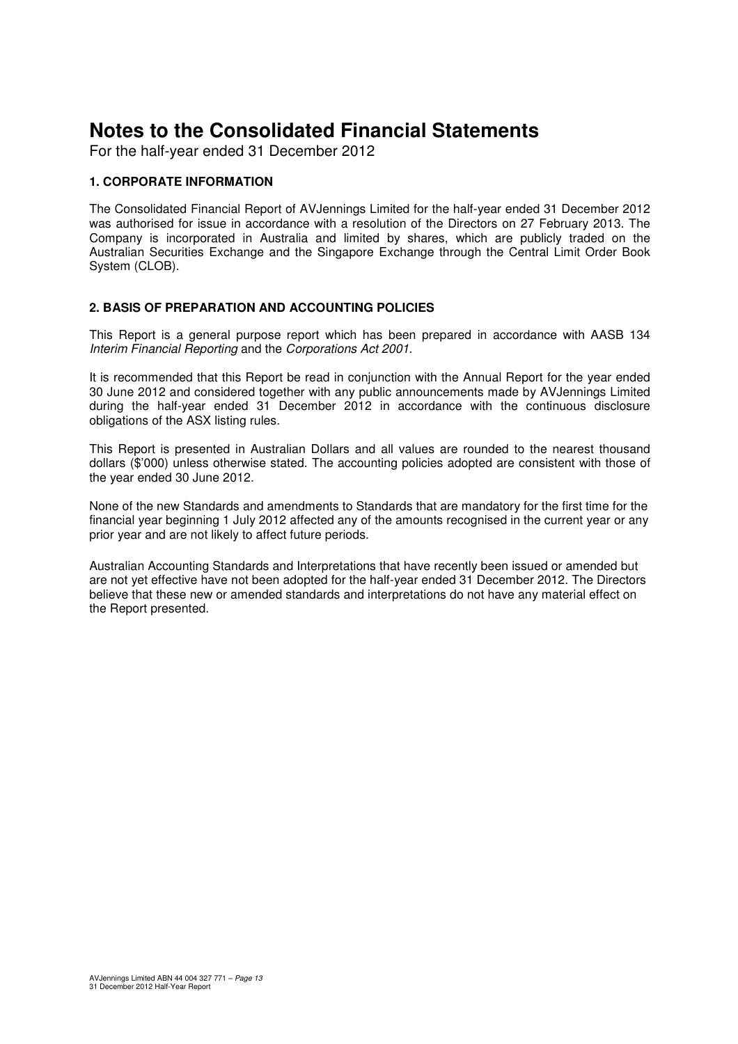# Notes to the Consolidated Financial Statements

For the half-year ended 31 December 2012

### 1. CORPORATE INFORMATION

The Consolidated Financial Report of AVJennings Limited for the half-year ended 31 December 2012 was authorised for issue in accordance with a resolution of the Directors on 27 February 2013. The Company is incorporated in Australia and limited by shares, which are publicly traded on the Australian Securities Exchange and the Singapore Exchange through the Central Limit Order Book System (CLOB).

### 2. BASIS OF PREPARATION AND ACCOUNTING POLICIES

This Report is a general purpose report which has been prepared in accordance with AASB 134 *Interim Financial Reporting* and the *Corporations Act 2001*.

It is recommended that this Report be read in conjunction with the Annual Report for the year ended 30 June 2012 and considered together with any public announcements made by AVJennings Limited during the half-year ended 31 December 2012 in accordance with the continuous disclosure obligations of the ASX listing rules.

This Report is presented in Australian Dollars and all values are rounded to the nearest thousand dollars ($'000) unless otherwise stated. The accounting policies adopted are consistent with those of the year ended 30 June 2012.

None of the new Standards and amendments to Standards that are mandatory for the first time for the financial year beginning 1 July 2012 affected any of the amounts recognised in the current year or any prior year and are not likely to affect future periods.

Australian Accounting Standards and Interpretations that have recently been issued or amended but are not yet effective have not been adopted for the half-year ended 31 December 2012. The Directors believe that these new or amended standards and interpretations do not have any material effect on the Report presented.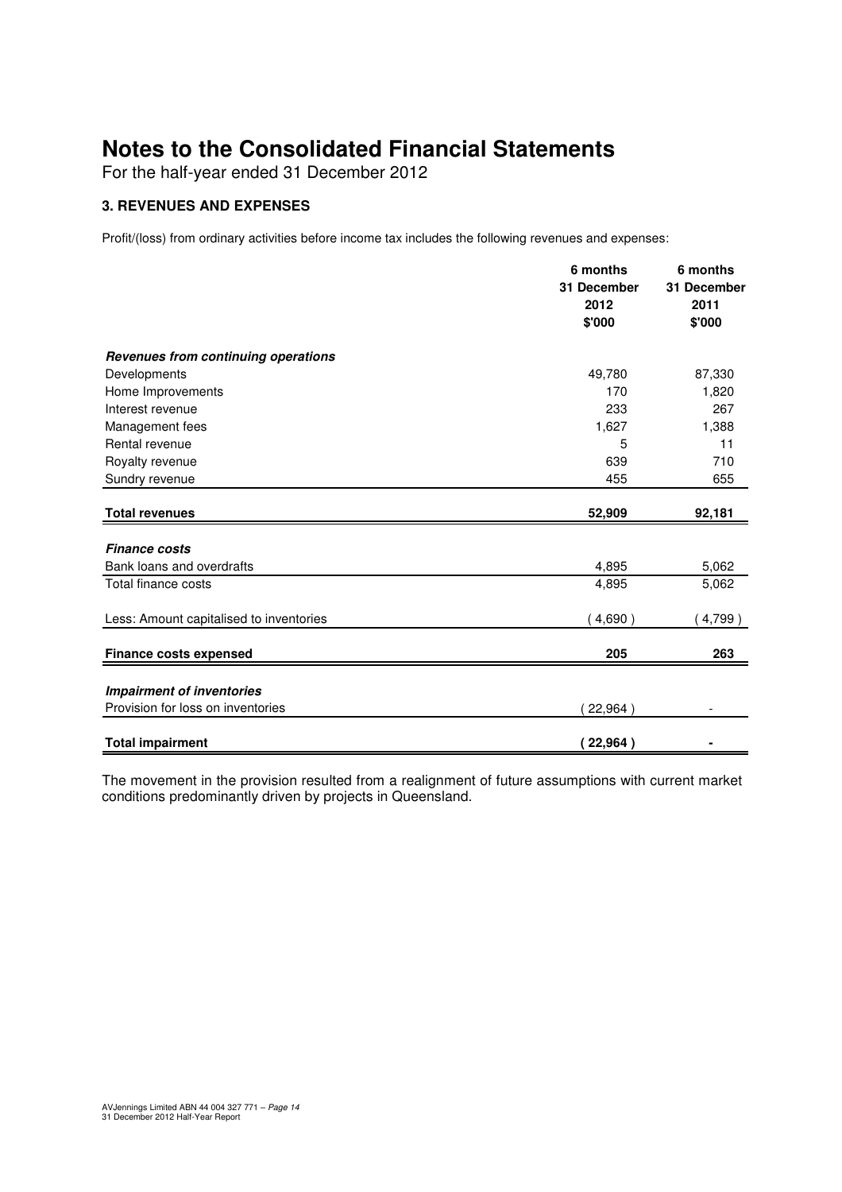# Notes to the Consolidated Financial Statements

For the half-year ended 31 December 2012

### 3. REVENUES AND EXPENSES

Profit/(loss) from ordinary activities before income tax includes the following revenues and expenses:

| | 6 months 31 December 2012 $'000 | 6 months 31 December 2011 $'000 |
|---|---|---|
| ***Revenues from continuing operations*** | | |
| Developments | 49,780 | 87,330 |
| Home Improvements | 170 | 1,820 |
| Interest revenue | 233 | 267 |
| Management fees | 1,627 | 1,388 |
| Rental revenue | 5 | 11 |
| Royalty revenue | 639 | 710 |
| Sundry revenue | 455 | 655 |
| **Total revenues** | **52,909** | **92,181** |
| ***Finance costs*** | | |
| Bank loans and overdrafts | 4,895 | 5,062 |
| Total finance costs | 4,895 | 5,062 |
| Less: Amount capitalised to inventories | ( 4,690 ) | ( 4,799 ) |
| **Finance costs expensed** | **205** | **263** |
| ***Impairment of inventories*** | | |
| Provision for loss on inventories | ( 22,964 ) | - |
| **Total impairment** | **( 22,964 )** | **-** |

The movement in the provision resulted from a realignment of future assumptions with current market conditions predominantly driven by projects in Queensland.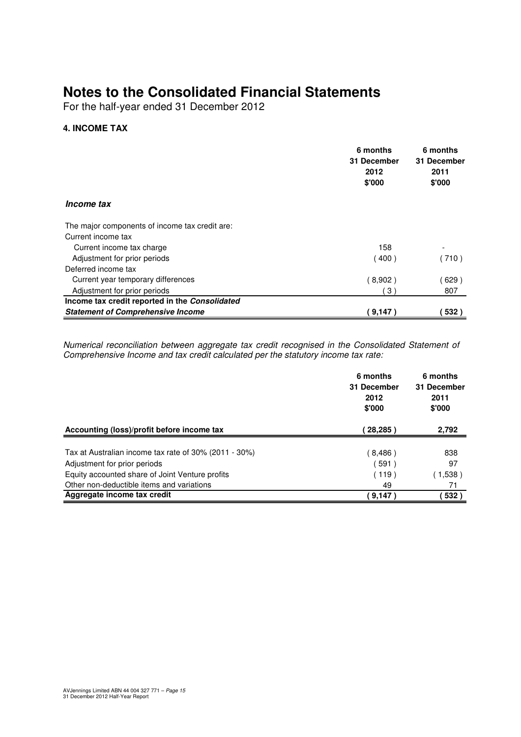# Notes to the Consolidated Financial Statements

For the half-year ended 31 December 2012

### 4. INCOME TAX

| | 6 months 31 December 2012 $'000 | 6 months 31 December 2011 $'000 |
|---|---|---|
| ***Income tax*** | | |
| The major components of income tax credit are: | | |
| Current income tax | | |
| Current income tax charge | 158 | - |
| Adjustment for prior periods | ( 400 ) | ( 710 ) |
| Deferred income tax | | |
| Current year temporary differences | ( 8,902 ) | ( 629 ) |
| Adjustment for prior periods | ( 3 ) | 807 |
| **Income tax credit reported in the *Consolidated Statement of Comprehensive Income*** | **( 9,147 )** | **( 532 )** |

*Numerical reconciliation between aggregate tax credit recognised in the Consolidated Statement of Comprehensive Income and tax credit calculated per the statutory income tax rate:*

| | 6 months 31 December 2012 $'000 | 6 months 31 December 2011 $'000 |
|---|---|---|
| **Accounting (loss)/profit before income tax** | **( 28,285 )** | **2,792** |
| Tax at Australian income tax rate of 30% (2011 - 30%) | ( 8,486 ) | 838 |
| Adjustment for prior periods | ( 591 ) | 97 |
| Equity accounted share of Joint Venture profits | ( 119 ) | ( 1,538 ) |
| Other non-deductible items and variations | 49 | 71 |
| **Aggregate income tax credit** | **( 9,147 )** | **( 532 )** |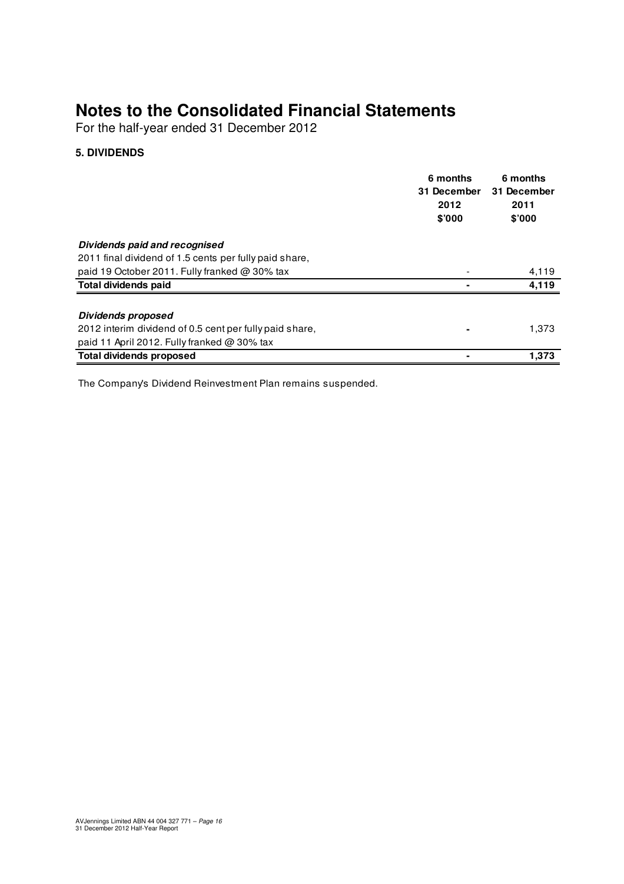# Notes to the Consolidated Financial Statements

For the half-year ended 31 December 2012

### 5. DIVIDENDS

| | 6 months 31 December 2012 $'000 | 6 months 31 December 2011 $'000 |
|---|---|---|
| ***Dividends paid and recognised*** | | |
| 2011 final dividend of 1.5 cents per fully paid share, paid 19 October 2011. Fully franked @ 30% tax | - | 4,119 |
| **Total dividends paid** | **-** | **4,119** |
| ***Dividends proposed*** | | |
| 2012 interim dividend of 0.5 cent per fully paid share, paid 11 April 2012. Fully franked @ 30% tax | - | 1,373 |
| **Total dividends proposed** | **-** | **1,373** |

The Company's Dividend Reinvestment Plan remains suspended.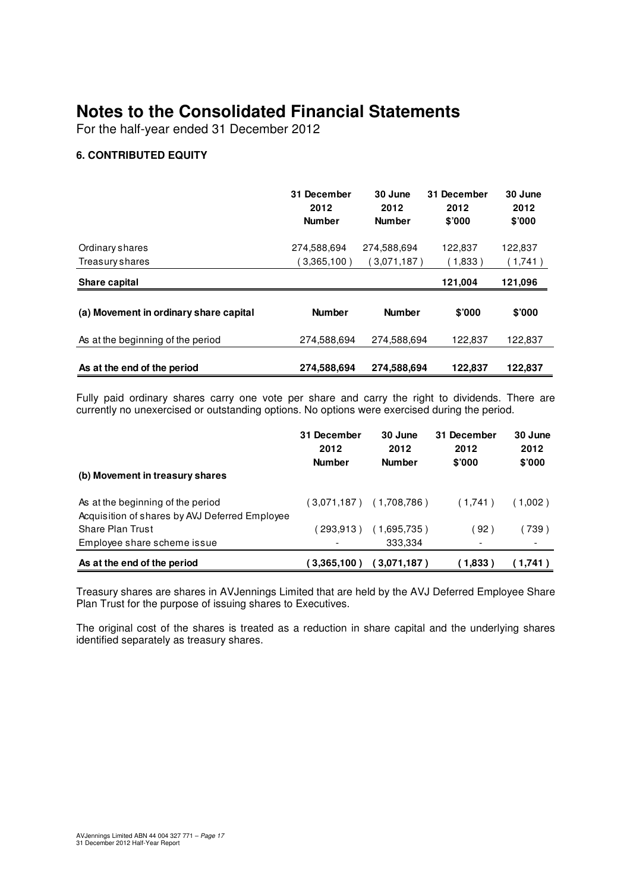# Notes to the Consolidated Financial Statements

For the half-year ended 31 December 2012

### 6. CONTRIBUTED EQUITY

| | 31 December 2012 Number | 30 June 2012 Number | 31 December 2012 $'000 | 30 June 2012 $'000 |
|---|---|---|---|---|
| Ordinary shares | 274,588,694 | 274,588,694 | 122,837 | 122,837 |
| Treasury shares | ( 3,365,100 ) | ( 3,071,187 ) | ( 1,833 ) | ( 1,741 ) |
| **Share capital** | | | **121,004** | **121,096** |
| **(a) Movement in ordinary share capital** | **Number** | **Number** | **$'000** | **$'000** |
| As at the beginning of the period | 274,588,694 | 274,588,694 | 122,837 | 122,837 |
| **As at the end of the period** | **274,588,694** | **274,588,694** | **122,837** | **122,837** |

Fully paid ordinary shares carry one vote per share and carry the right to dividends. There are currently no unexercised or outstanding options. No options were exercised during the period.

| | 31 December 2012 Number | 30 June 2012 Number | 31 December 2012 $'000 | 30 June 2012 $'000 |
|---|---|---|---|---|
| **(b) Movement in treasury shares** | | | | |
| As at the beginning of the period | ( 3,071,187 ) | ( 1,708,786 ) | ( 1,741 ) | ( 1,002 ) |
| Acquisition of shares by AVJ Deferred Employee Share Plan Trust | ( 293,913 ) | ( 1,695,735 ) | ( 92 ) | ( 739 ) |
| Employee share scheme issue | - | 333,334 | - | - |
| **As at the end of the period** | **( 3,365,100 )** | **( 3,071,187 )** | **( 1,833 )** | **( 1,741 )** |

Treasury shares are shares in AVJennings Limited that are held by the AVJ Deferred Employee Share Plan Trust for the purpose of issuing shares to Executives.

The original cost of the shares is treated as a reduction in share capital and the underlying shares identified separately as treasury shares.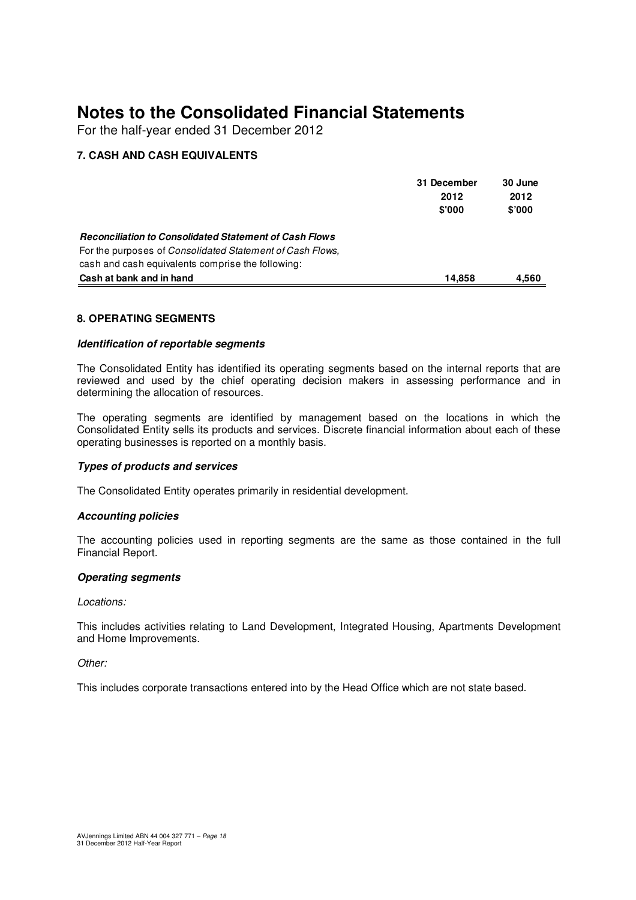# Notes to the Consolidated Financial Statements

For the half-year ended 31 December 2012

## 7. CASH AND CASH EQUIVALENTS

| | 31 December 2012 $'000 | 30 June 2012 $'000 |
|---|---|---|
| ***Reconciliation to Consolidated Statement of Cash Flows*** | | |
| For the purposes of *Consolidated Statement of Cash Flows,* cash and cash equivalents comprise the following: | | |
| **Cash at bank and in hand** | **14,858** | **4,560** |

## 8. OPERATING SEGMENTS

***Identification of reportable segments***

The Consolidated Entity has identified its operating segments based on the internal reports that are reviewed and used by the chief operating decision makers in assessing performance and in determining the allocation of resources.

The operating segments are identified by management based on the locations in which the Consolidated Entity sells its products and services. Discrete financial information about each of these operating businesses is reported on a monthly basis.

***Types of products and services***

The Consolidated Entity operates primarily in residential development.

***Accounting policies***

The accounting policies used in reporting segments are the same as those contained in the full Financial Report.

***Operating segments***

*Locations:*

This includes activities relating to Land Development, Integrated Housing, Apartments Development and Home Improvements.

*Other:*

This includes corporate transactions entered into by the Head Office which are not state based.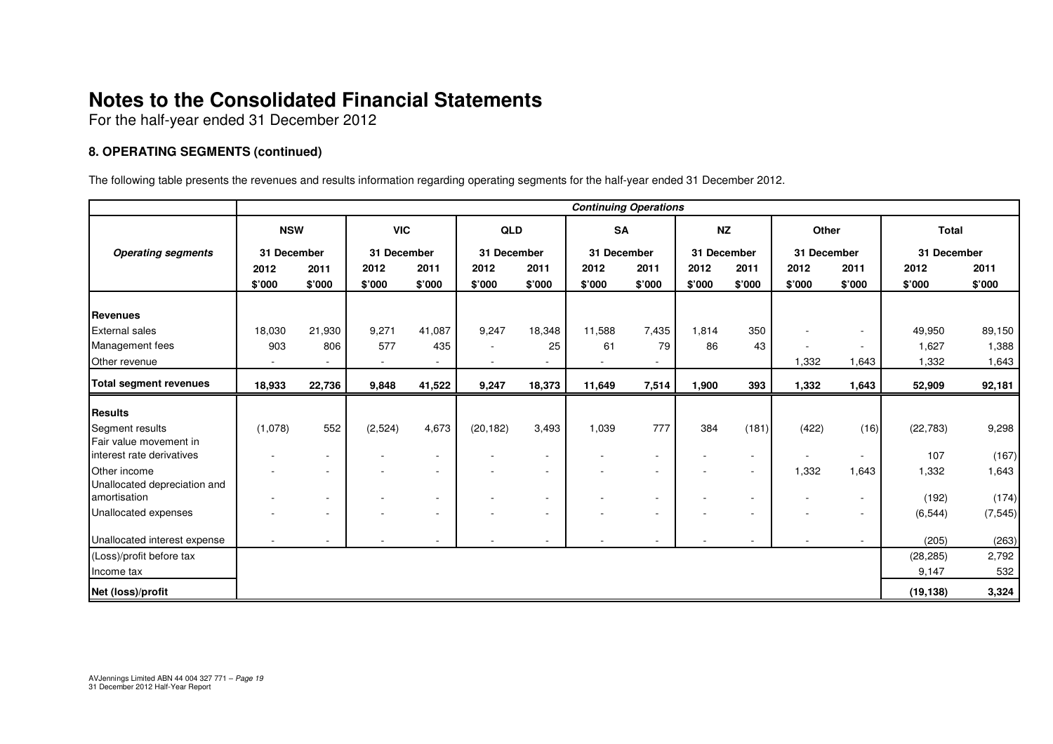# Notes to the Consolidated Financial Statements

For the half-year ended 31 December 2012

### 8. OPERATING SEGMENTS (continued)

The following table presents the revenues and results information regarding operating segments for the half-year ended 31 December 2012.

| | Continuing Operations | | | | | | | | | | | | | |
|---|---|---|---|---|---|---|---|---|---|---|---|---|---|---|
| | NSW | | VIC | | QLD | | SA | | NZ | | Other | | Total | |
| *Operating segments* | 31 December | | 31 December | | 31 December | | 31 December | | 31 December | | 31 December | | 31 December | |
| | 2012 | 2011 | 2012 | 2011 | 2012 | 2011 | 2012 | 2011 | 2012 | 2011 | 2012 | 2011 | 2012 | 2011 |
| | $'000 | $'000 | $'000 | $'000 | $'000 | $'000 | $'000 | $'000 | $'000 | $'000 | $'000 | $'000 | $'000 | $'000 |
| **Revenues** | | | | | | | | | | | | | | |
| External sales | 18,030 | 21,930 | 9,271 | 41,087 | 9,247 | 18,348 | 11,588 | 7,435 | 1,814 | 350 | - | - | 49,950 | 89,150 |
| Management fees | 903 | 806 | 577 | 435 | - | 25 | 61 | 79 | 86 | 43 | - | - | 1,627 | 1,388 |
| Other revenue | - | - | - | - | - | - | - | - | | | 1,332 | 1,643 | 1,332 | 1,643 |
| **Total segment revenues** | **18,933** | **22,736** | **9,848** | **41,522** | **9,247** | **18,373** | **11,649** | **7,514** | **1,900** | **393** | **1,332** | **1,643** | **52,909** | **92,181** |
| **Results** | | | | | | | | | | | | | | |
| Segment results | (1,078) | 552 | (2,524) | 4,673 | (20,182) | 3,493 | 1,039 | 777 | 384 | (181) | (422) | (16) | (22,783) | 9,298 |
| Fair value movement in interest rate derivatives | - | - | - | - | - | - | - | - | - | - | - | - | 107 | (167) |
| Other income | - | - | - | - | - | - | - | - | - | - | 1,332 | 1,643 | 1,332 | 1,643 |
| Unallocated depreciation and amortisation | - | - | - | - | - | - | - | - | - | - | - | - | (192) | (174) |
| Unallocated expenses | - | - | - | - | - | - | - | - | - | - | - | - | (6,544) | (7,545) |
| Unallocated interest expense | - | - | - | - | - | - | - | - | - | - | - | - | (205) | (263) |
| (Loss)/profit before tax | | | | | | | | | | | | | (28,285) | 2,792 |
| Income tax | | | | | | | | | | | | | 9,147 | 532 |
| **Net (loss)/profit** | | | | | | | | | | | | | **(19,138)** | **3,324** |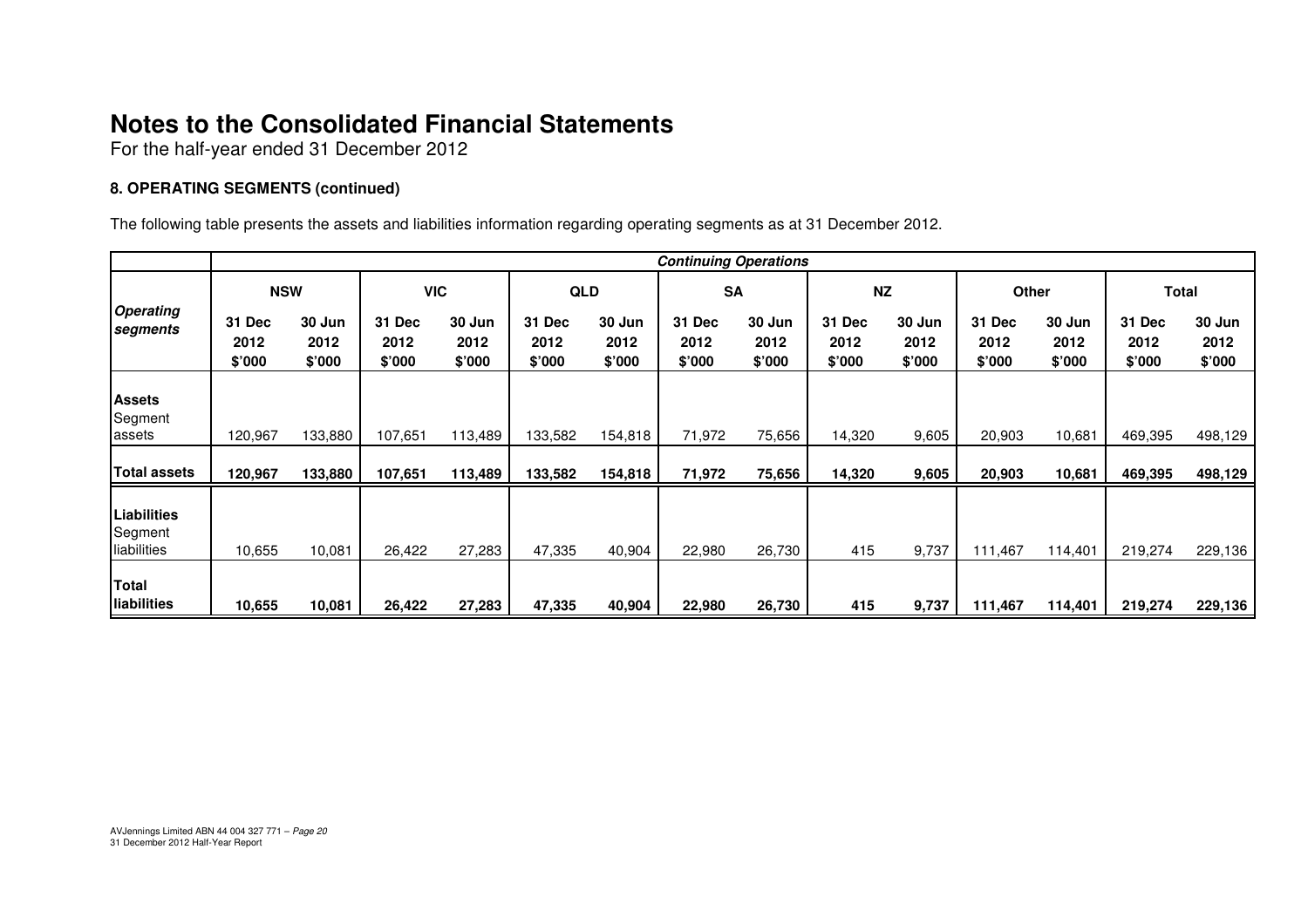# Notes to the Consolidated Financial Statements

For the half-year ended 31 December 2012

### 8. OPERATING SEGMENTS (continued)

The following table presents the assets and liabilities information regarding operating segments as at 31 December 2012.

| | ***Continuing Operations*** | | | | | | | | | | | | | |
|---|---|---|---|---|---|---|---|---|---|---|---|---|---|---|
| ***Operating segments*** | **NSW** | | **VIC** | | **QLD** | | **SA** | | **NZ** | | **Other** | | **Total** | |
| | **31 Dec 2012 $'000** | **30 Jun 2012 $'000** | **31 Dec 2012 $'000** | **30 Jun 2012 $'000** | **31 Dec 2012 $'000** | **30 Jun 2012 $'000** | **31 Dec 2012 $'000** | **30 Jun 2012 $'000** | **31 Dec 2012 $'000** | **30 Jun 2012 $'000** | **31 Dec 2012 $'000** | **30 Jun 2012 $'000** | **31 Dec 2012 $'000** | **30 Jun 2012 $'000** |
| **Assets** | | | | | | | | | | | | | | |
| Segment assets | 120,967 | 133,880 | 107,651 | 113,489 | 133,582 | 154,818 | 71,972 | 75,656 | 14,320 | 9,605 | 20,903 | 10,681 | 469,395 | 498,129 |
| **Total assets** | **120,967** | **133,880** | **107,651** | **113,489** | **133,582** | **154,818** | **71,972** | **75,656** | **14,320** | **9,605** | **20,903** | **10,681** | **469,395** | **498,129** |
| **Liabilities** | | | | | | | | | | | | | | |
| Segment liabilities | 10,655 | 10,081 | 26,422 | 27,283 | 47,335 | 40,904 | 22,980 | 26,730 | 415 | 9,737 | 111,467 | 114,401 | 219,274 | 229,136 |
| **Total liabilities** | **10,655** | **10,081** | **26,422** | **27,283** | **47,335** | **40,904** | **22,980** | **26,730** | **415** | **9,737** | **111,467** | **114,401** | **219,274** | **229,136** |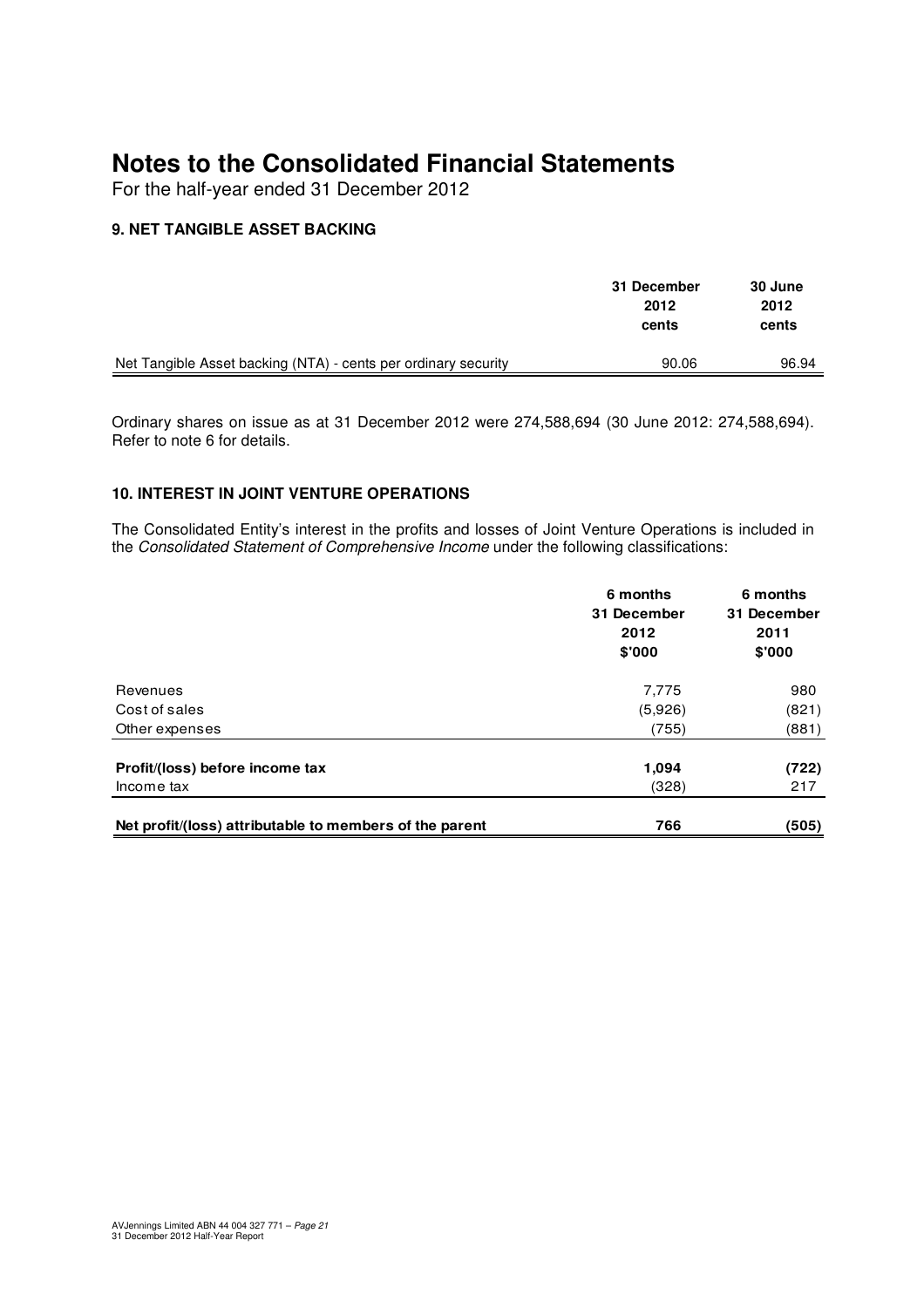# Notes to the Consolidated Financial Statements

For the half-year ended 31 December 2012

### 9. NET TANGIBLE ASSET BACKING

| | 31 December 2012 cents | 30 June 2012 cents |
|---|---|---|
| Net Tangible Asset backing (NTA) - cents per ordinary security | 90.06 | 96.94 |

Ordinary shares on issue as at 31 December 2012 were 274,588,694 (30 June 2012: 274,588,694). Refer to note 6 for details.

### 10. INTEREST IN JOINT VENTURE OPERATIONS

The Consolidated Entity's interest in the profits and losses of Joint Venture Operations is included in the *Consolidated Statement of Comprehensive Income* under the following classifications:

| | 6 months 31 December 2012 $'000 | 6 months 31 December 2011 $'000 |
|---|---|---|
| Revenues | 7,775 | 980 |
| Cost of sales | (5,926) | (821) |
| Other expenses | (755) | (881) |
| **Profit/(loss) before income tax** | **1,094** | **(722)** |
| Income tax | (328) | 217 |
| **Net profit/(loss) attributable to members of the parent** | **766** | **(505)** |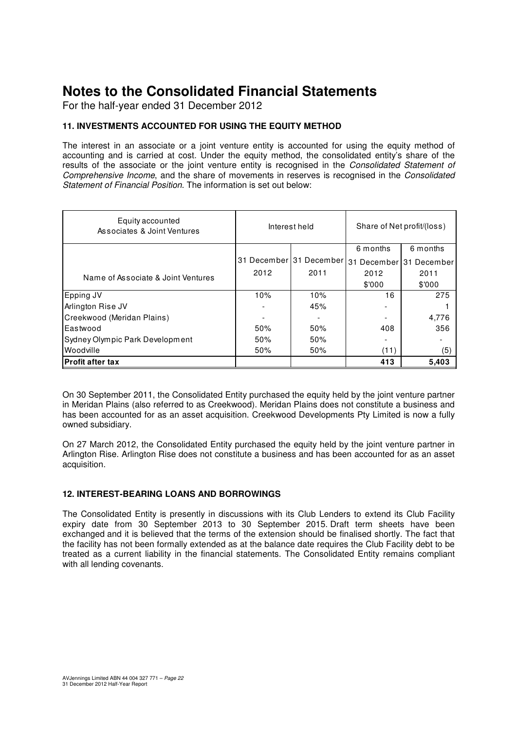# Notes to the Consolidated Financial Statements

For the half-year ended 31 December 2012

### 11. INVESTMENTS ACCOUNTED FOR USING THE EQUITY METHOD

The interest in an associate or a joint venture entity is accounted for using the equity method of accounting and is carried at cost. Under the equity method, the consolidated entity's share of the results of the associate or the joint venture entity is recognised in the *Consolidated Statement of Comprehensive Income*, and the share of movements in reserves is recognised in the *Consolidated Statement of Financial Position*. The information is set out below:

| Equity accounted Associates & Joint Ventures | Interest held | | Share of Net profit/(loss) | |
|---|---|---|---|---|
| | | | 6 months | 6 months |
| Name of Associate & Joint Ventures | 31 December 2012 | 31 December 2011 | 31 December 2012 $'000 | 31 December 2011 $'000 |
| Epping JV | 10% | 10% | 16 | 275 |
| Arlington Rise JV | - | 45% | - | 1 |
| Creekwood (Meridan Plains) | - | - | - | 4,776 |
| Eastwood | 50% | 50% | 408 | 356 |
| Sydney Olympic Park Development | 50% | 50% | - | - |
| Woodville | 50% | 50% | (11) | (5) |
| **Profit after tax** | | | **413** | **5,403** |

On 30 September 2011, the Consolidated Entity purchased the equity held by the joint venture partner in Meridan Plains (also referred to as Creekwood). Meridan Plains does not constitute a business and has been accounted for as an asset acquisition. Creekwood Developments Pty Limited is now a fully owned subsidiary.

On 27 March 2012, the Consolidated Entity purchased the equity held by the joint venture partner in Arlington Rise. Arlington Rise does not constitute a business and has been accounted for as an asset acquisition.

### 12. INTEREST-BEARING LOANS AND BORROWINGS

The Consolidated Entity is presently in discussions with its Club Lenders to extend its Club Facility expiry date from 30 September 2013 to 30 September 2015. Draft term sheets have been exchanged and it is believed that the terms of the extension should be finalised shortly. The fact that the facility has not been formally extended as at the balance date requires the Club Facility debt to be treated as a current liability in the financial statements. The Consolidated Entity remains compliant with all lending covenants.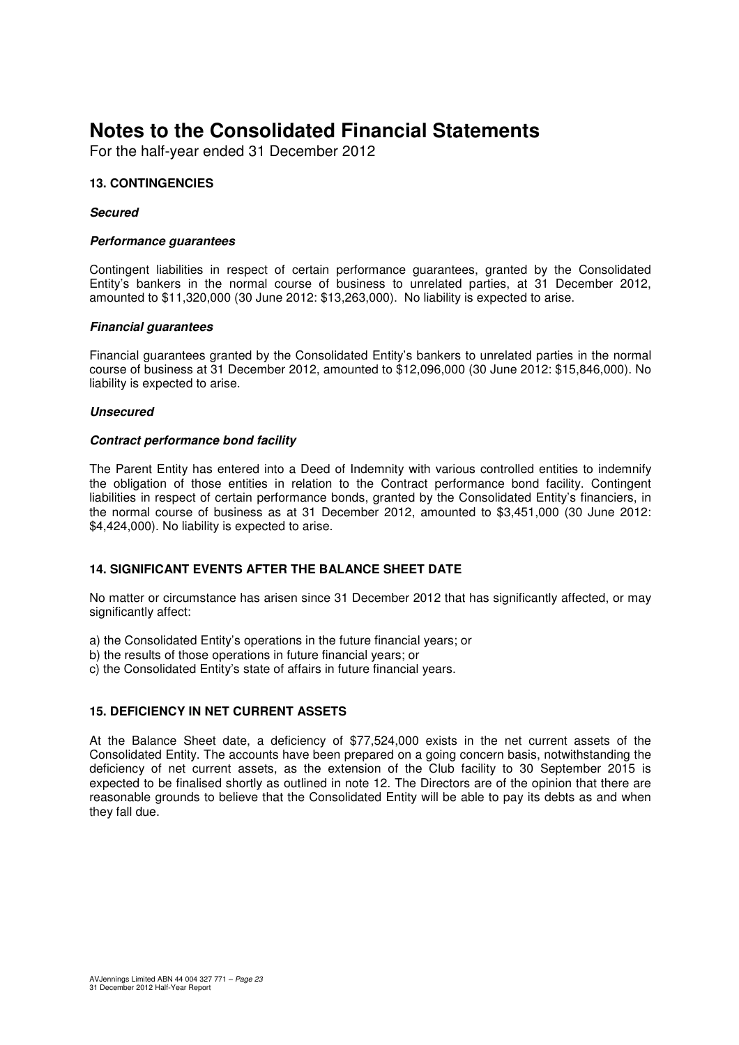# Notes to the Consolidated Financial Statements

For the half-year ended 31 December 2012

## 13. CONTINGENCIES

***Secured***

***Performance guarantees***

Contingent liabilities in respect of certain performance guarantees, granted by the Consolidated Entity's bankers in the normal course of business to unrelated parties, at 31 December 2012, amounted to $11,320,000 (30 June 2012: $13,263,000). No liability is expected to arise.

***Financial guarantees***

Financial guarantees granted by the Consolidated Entity's bankers to unrelated parties in the normal course of business at 31 December 2012, amounted to $12,096,000 (30 June 2012: $15,846,000). No liability is expected to arise.

***Unsecured***

***Contract performance bond facility***

The Parent Entity has entered into a Deed of Indemnity with various controlled entities to indemnify the obligation of those entities in relation to the Contract performance bond facility. Contingent liabilities in respect of certain performance bonds, granted by the Consolidated Entity's financiers, in the normal course of business as at 31 December 2012, amounted to $3,451,000 (30 June 2012: $4,424,000). No liability is expected to arise.

## 14. SIGNIFICANT EVENTS AFTER THE BALANCE SHEET DATE

No matter or circumstance has arisen since 31 December 2012 that has significantly affected, or may significantly affect:

a) the Consolidated Entity's operations in the future financial years; or
b) the results of those operations in future financial years; or
c) the Consolidated Entity's state of affairs in future financial years.

## 15. DEFICIENCY IN NET CURRENT ASSETS

At the Balance Sheet date, a deficiency of $77,524,000 exists in the net current assets of the Consolidated Entity. The accounts have been prepared on a going concern basis, notwithstanding the deficiency of net current assets, as the extension of the Club facility to 30 September 2015 is expected to be finalised shortly as outlined in note 12. The Directors are of the opinion that there are reasonable grounds to believe that the Consolidated Entity will be able to pay its debts as and when they fall due.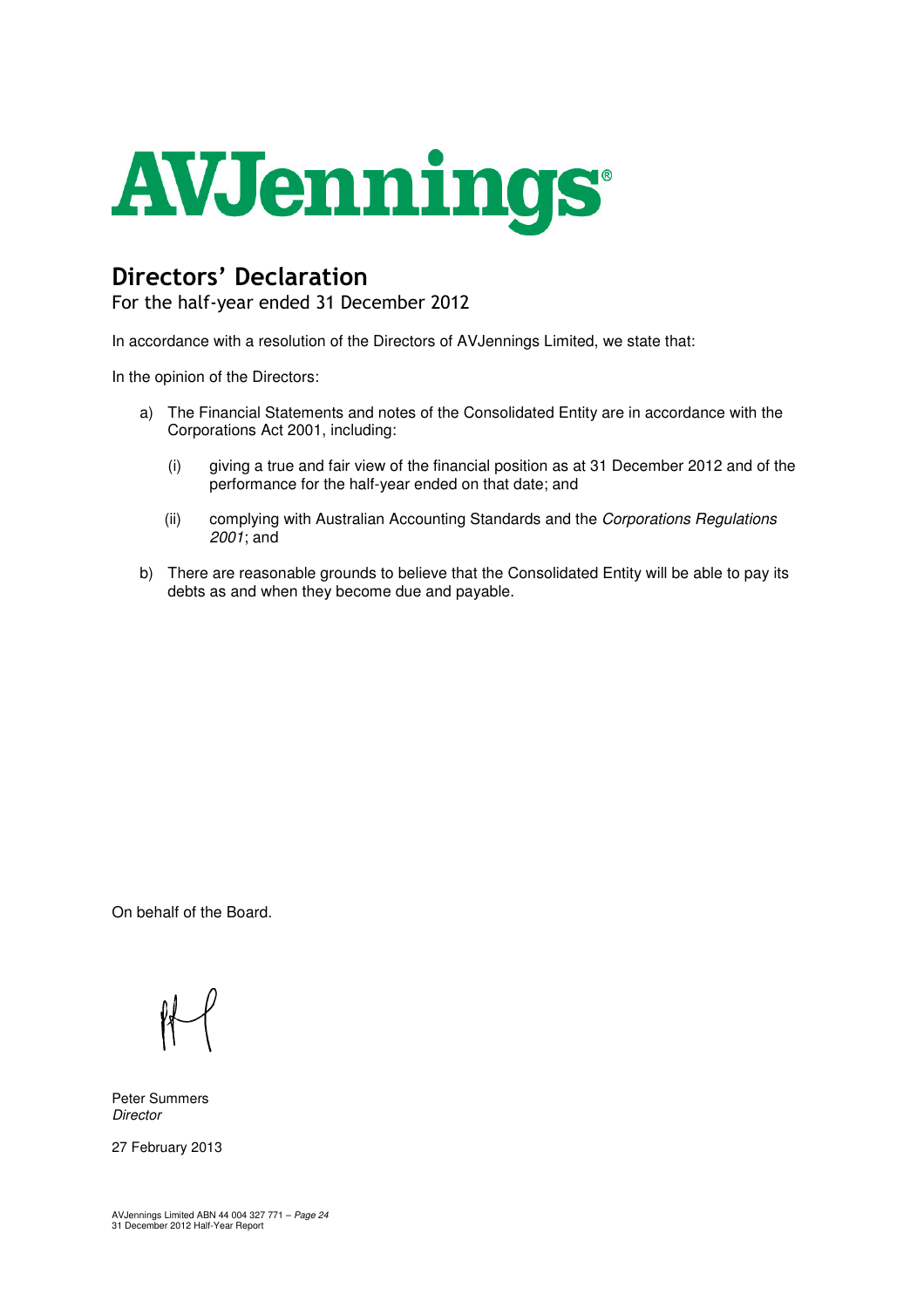# AVJennings

## Directors' Declaration

For the half-year ended 31 December 2012

In accordance with a resolution of the Directors of AVJennings Limited, we state that:

In the opinion of the Directors:

a) The Financial Statements and notes of the Consolidated Entity are in accordance with the Corporations Act 2001, including:

   (i) giving a true and fair view of the financial position as at 31 December 2012 and of the performance for the half-year ended on that date; and

   (ii) complying with Australian Accounting Standards and the *Corporations Regulations 2001*; and

b) There are reasonable grounds to believe that the Consolidated Entity will be able to pay its debts as and when they become due and payable.

On behalf of the Board.

Peter Summers
*Director*

27 February 2013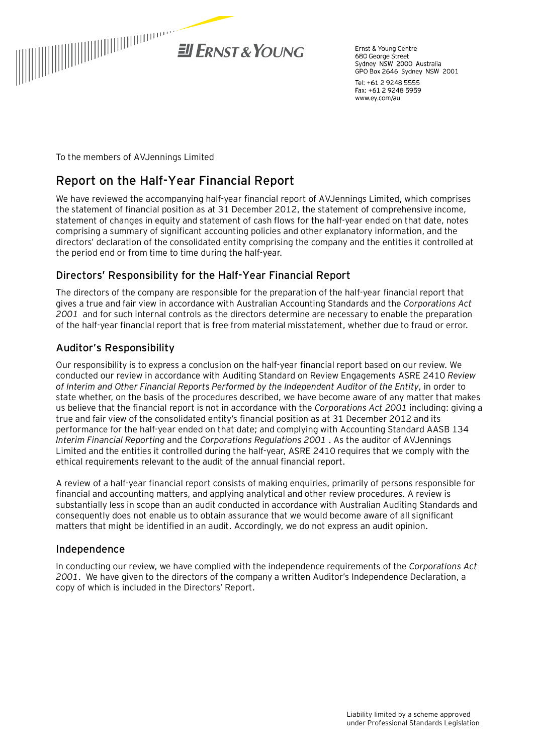Ernst & Young Centre
680 George Street
Sydney NSW 2000 Australia
GPO Box 2646 Sydney NSW 2001

Tel: +61 2 9248 5555
Fax: +61 2 9248 5959
www.ey.com/au

To the members of AVJennings Limited

## Report on the Half-Year Financial Report

We have reviewed the accompanying half-year financial report of AVJennings Limited, which comprises the statement of financial position as at 31 December 2012, the statement of comprehensive income, statement of changes in equity and statement of cash flows for the half-year ended on that date, notes comprising a summary of significant accounting policies and other explanatory information, and the directors' declaration of the consolidated entity comprising the company and the entities it controlled at the period end or from time to time during the half-year.

### Directors' Responsibility for the Half-Year Financial Report

The directors of the company are responsible for the preparation of the half-year financial report that gives a true and fair view in accordance with Australian Accounting Standards and the *Corporations Act 2001* and for such internal controls as the directors determine are necessary to enable the preparation of the half-year financial report that is free from material misstatement, whether due to fraud or error.

### Auditor's Responsibility

Our responsibility is to express a conclusion on the half-year financial report based on our review. We conducted our review in accordance with Auditing Standard on Review Engagements ASRE 2410 *Review of Interim and Other Financial Reports Performed by the Independent Auditor of the Entity*, in order to state whether, on the basis of the procedures described, we have become aware of any matter that makes us believe that the financial report is not in accordance with the *Corporations Act 2001* including: giving a true and fair view of the consolidated entity's financial position as at 31 December 2012 and its performance for the half-year ended on that date; and complying with Accounting Standard AASB 134 *Interim Financial Reporting* and the *Corporations Regulations 2001* . As the auditor of AVJennings Limited and the entities it controlled during the half-year, ASRE 2410 requires that we comply with the ethical requirements relevant to the audit of the annual financial report.

A review of a half-year financial report consists of making enquiries, primarily of persons responsible for financial and accounting matters, and applying analytical and other review procedures. A review is substantially less in scope than an audit conducted in accordance with Australian Auditing Standards and consequently does not enable us to obtain assurance that we would become aware of all significant matters that might be identified in an audit. Accordingly, we do not express an audit opinion.

### Independence

In conducting our review, we have complied with the independence requirements of the *Corporations Act 2001*. We have given to the directors of the company a written Auditor's Independence Declaration, a copy of which is included in the Directors' Report.

Liability limited by a scheme approved under Professional Standards Legislation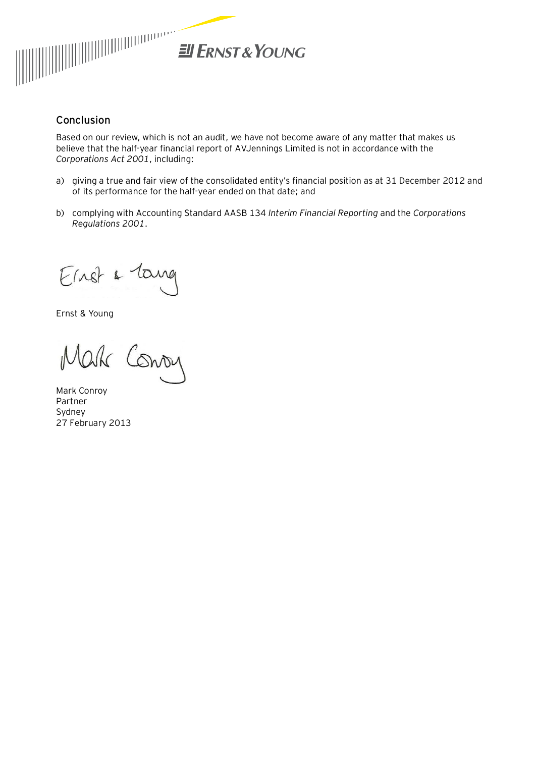## Conclusion

Based on our review, which is not an audit, we have not become aware of any matter that makes us believe that the half-year financial report of AVJennings Limited is not in accordance with the *Corporations Act 2001*, including:

a) giving a true and fair view of the consolidated entity's financial position as at 31 December 2012 and of its performance for the half-year ended on that date; and

b) complying with Accounting Standard AASB 134 *Interim Financial Reporting* and the *Corporations Regulations 2001*.

Ernst & Young

Mark Conroy
Partner
Sydney
27 February 2013